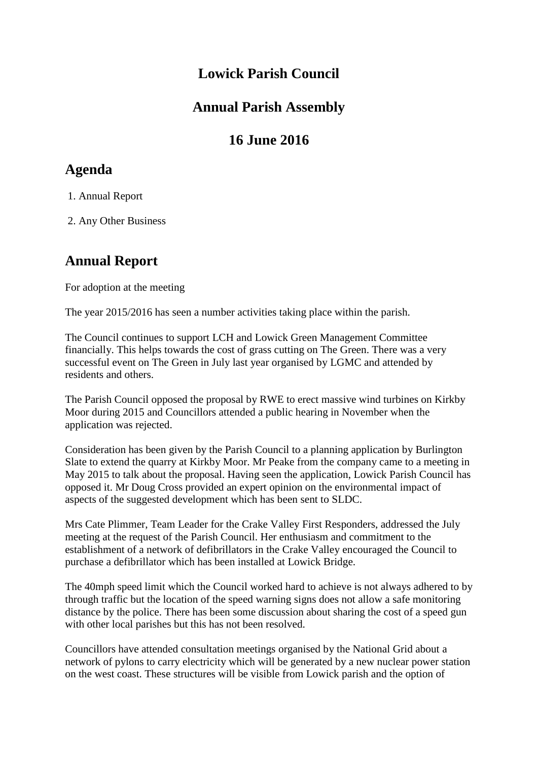# Lowick Parish Council

## Annual Parish Assembly

## 16 June 2016

## Agenda

1. Annual Report
2. Any Other Business

## Annual Report

For adoption at the meeting

The year 2015/2016 has seen a number activities taking place within the parish.

The Council continues to support LCH and Lowick Green Management Committee financially. This helps towards the cost of grass cutting on The Green. There was a very successful event on The Green in July last year organised by LGMC and attended by residents and others.

The Parish Council opposed the proposal by RWE to erect massive wind turbines on Kirkby Moor during 2015 and Councillors attended a public hearing in November when the application was rejected.

Consideration has been given by the Parish Council to a planning application by Burlington Slate to extend the quarry at Kirkby Moor. Mr Peake from the company came to a meeting in May 2015 to talk about the proposal. Having seen the application, Lowick Parish Council has opposed it. Mr Doug Cross provided an expert opinion on the environmental impact of aspects of the suggested development which has been sent to SLDC.

Mrs Cate Plimmer, Team Leader for the Crake Valley First Responders, addressed the July meeting at the request of the Parish Council. Her enthusiasm and commitment to the establishment of a network of defibrillators in the Crake Valley encouraged the Council to purchase a defibrillator which has been installed at Lowick Bridge.

The 40mph speed limit which the Council worked hard to achieve is not always adhered to by through traffic but the location of the speed warning signs does not allow a safe monitoring distance by the police. There has been some discussion about sharing the cost of a speed gun with other local parishes but this has not been resolved.

Councillors have attended consultation meetings organised by the National Grid about a network of pylons to carry electricity which will be generated by a new nuclear power station on the west coast. These structures will be visible from Lowick parish and the option of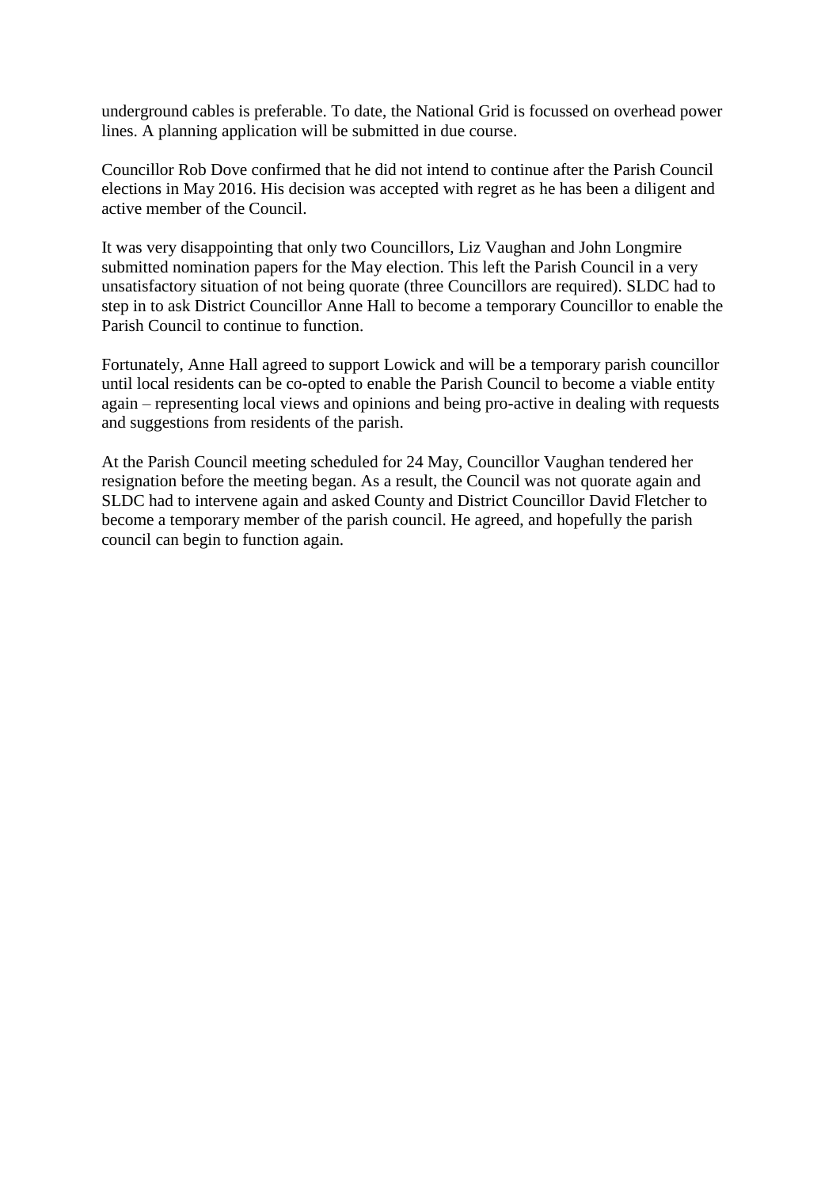underground cables is preferable. To date, the National Grid is focussed on overhead power lines. A planning application will be submitted in due course.

Councillor Rob Dove confirmed that he did not intend to continue after the Parish Council elections in May 2016. His decision was accepted with regret as he has been a diligent and active member of the Council.

It was very disappointing that only two Councillors, Liz Vaughan and John Longmire submitted nomination papers for the May election. This left the Parish Council in a very unsatisfactory situation of not being quorate (three Councillors are required). SLDC had to step in to ask District Councillor Anne Hall to become a temporary Councillor to enable the Parish Council to continue to function.

Fortunately, Anne Hall agreed to support Lowick and will be a temporary parish councillor until local residents can be co-opted to enable the Parish Council to become a viable entity again – representing local views and opinions and being pro-active in dealing with requests and suggestions from residents of the parish.

At the Parish Council meeting scheduled for 24 May, Councillor Vaughan tendered her resignation before the meeting began. As a result, the Council was not quorate again and SLDC had to intervene again and asked County and District Councillor David Fletcher to become a temporary member of the parish council. He agreed, and hopefully the parish council can begin to function again.